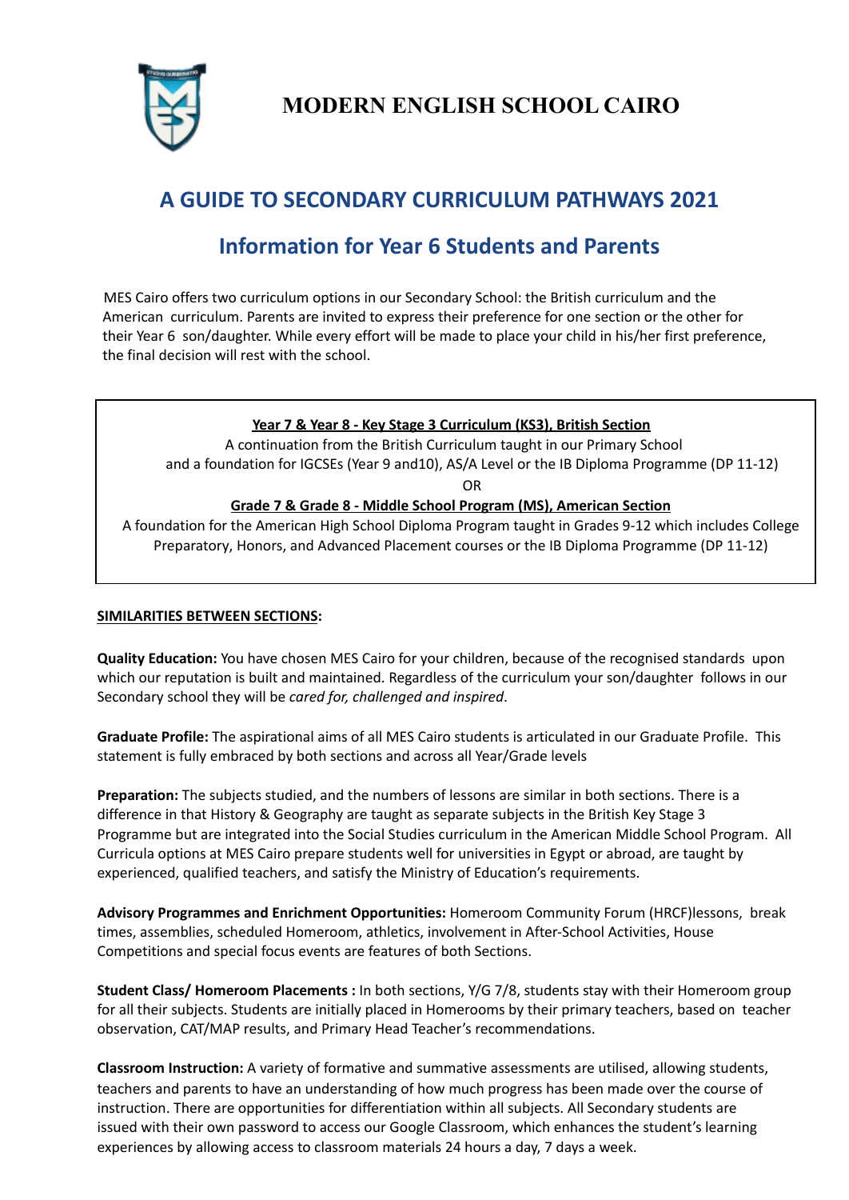# MODERN ENGLISH SCHOOL CAIRO

## A GUIDE TO SECONDARY CURRICULUM PATHWAYS 2021

## Information for Year 6 Students and Parents

MES Cairo offers two curriculum options in our Secondary School: the British curriculum and the American curriculum. Parents are invited to express their preference for one section or the other for their Year 6 son/daughter. While every effort will be made to place your child in his/her first preference, the final decision will rest with the school.

**Year 7 & Year 8 - Key Stage 3 Curriculum (KS3), British Section**

A continuation from the British Curriculum taught in our Primary School and a foundation for IGCSEs (Year 9 and10), AS/A Level or the IB Diploma Programme (DP 11-12)

OR

**Grade 7 & Grade 8 - Middle School Program (MS), American Section**

A foundation for the American High School Diploma Program taught in Grades 9-12 which includes College Preparatory, Honors, and Advanced Placement courses or the IB Diploma Programme (DP 11-12)

**SIMILARITIES BETWEEN SECTIONS:**

**Quality Education:** You have chosen MES Cairo for your children, because of the recognised standards upon which our reputation is built and maintained. Regardless of the curriculum your son/daughter follows in our Secondary school they will be *cared for, challenged and inspired*.

**Graduate Profile:** The aspirational aims of all MES Cairo students is articulated in our Graduate Profile. This statement is fully embraced by both sections and across all Year/Grade levels

**Preparation:** The subjects studied, and the numbers of lessons are similar in both sections. There is a difference in that History & Geography are taught as separate subjects in the British Key Stage 3 Programme but are integrated into the Social Studies curriculum in the American Middle School Program. All Curricula options at MES Cairo prepare students well for universities in Egypt or abroad, are taught by experienced, qualified teachers, and satisfy the Ministry of Education's requirements.

**Advisory Programmes and Enrichment Opportunities:** Homeroom Community Forum (HRCF)lessons, break times, assemblies, scheduled Homeroom, athletics, involvement in After-School Activities, House Competitions and special focus events are features of both Sections.

**Student Class/ Homeroom Placements :** In both sections, Y/G 7/8, students stay with their Homeroom group for all their subjects. Students are initially placed in Homerooms by their primary teachers, based on teacher observation, CAT/MAP results, and Primary Head Teacher's recommendations.

**Classroom Instruction:** A variety of formative and summative assessments are utilised, allowing students, teachers and parents to have an understanding of how much progress has been made over the course of instruction. There are opportunities for differentiation within all subjects. All Secondary students are issued with their own password to access our Google Classroom, which enhances the student's learning experiences by allowing access to classroom materials 24 hours a day, 7 days a week.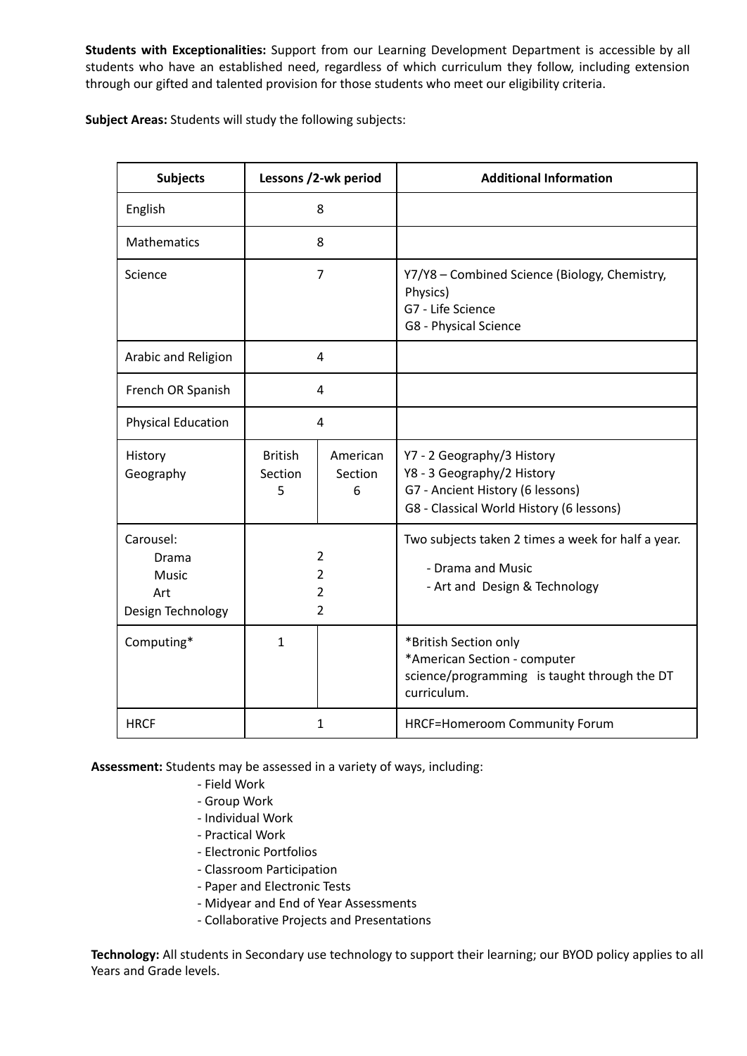**Students with Exceptionalities:** Support from our Learning Development Department is accessible by all students who have an established need, regardless of which curriculum they follow, including extension through our gifted and talented provision for those students who meet our eligibility criteria.

**Subject Areas:** Students will study the following subjects:

| Subjects | Lessons /2-wk period | | Additional Information |
|---|---|---|---|
| English | 8 | | |
| Mathematics | 8 | | |
| Science | 7 | | Y7/Y8 – Combined Science (Biology, Chemistry, Physics)<br>G7 - Life Science<br>G8 - Physical Science |
| Arabic and Religion | 4 | | |
| French OR Spanish | 4 | | |
| Physical Education | 4 | | |
| History<br>Geography | British Section<br>5 | American Section<br>6 | Y7 - 2 Geography/3 History<br>Y8 - 3 Geography/2 History<br>G7 - Ancient History (6 lessons)<br>G8 - Classical World History (6 lessons) |
| Carousel:<br>Drama<br>Music<br>Art<br>Design Technology | 2<br>2<br>2<br>2 | | Two subjects taken 2 times a week for half a year.<br>- Drama and Music<br>- Art and Design & Technology |
| Computing* | 1 | | *British Section only<br>*American Section - computer science/programming is taught through the DT curriculum. |
| HRCF | 1 | | HRCF=Homeroom Community Forum |

**Assessment:** Students may be assessed in a variety of ways, including:

- Field Work
- Group Work
- Individual Work
- Practical Work
- Electronic Portfolios
- Classroom Participation
- Paper and Electronic Tests
- Midyear and End of Year Assessments
- Collaborative Projects and Presentations

**Technology:** All students in Secondary use technology to support their learning; our BYOD policy applies to all Years and Grade levels.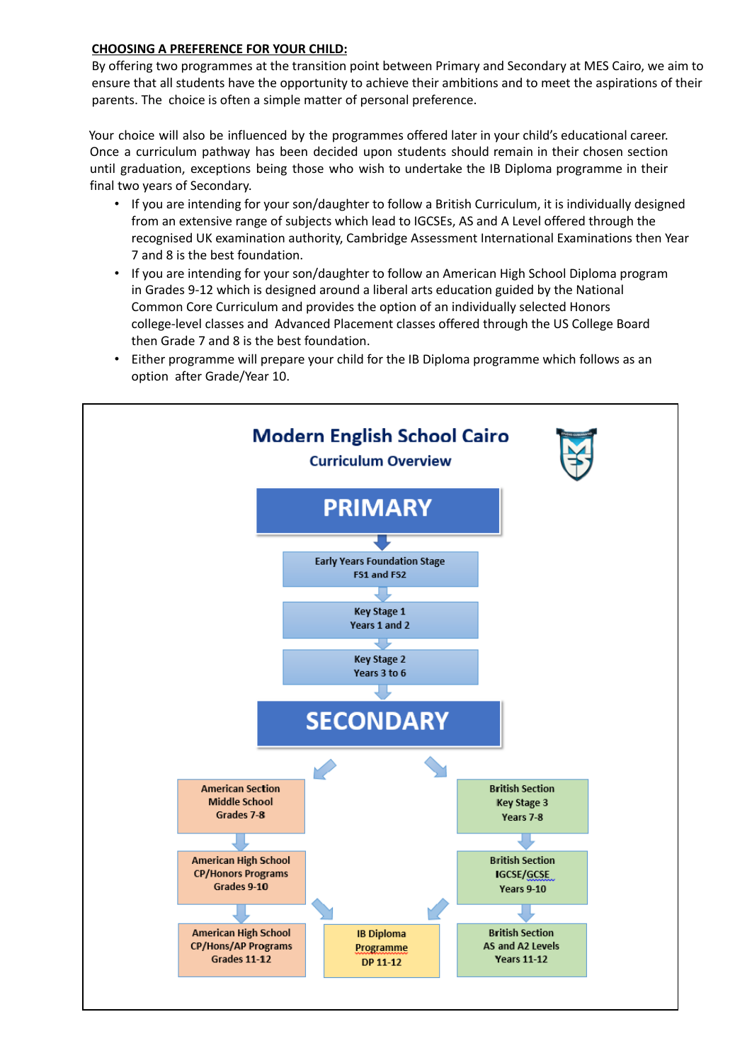**CHOOSING A PREFERENCE FOR YOUR CHILD:**

By offering two programmes at the transition point between Primary and Secondary at MES Cairo, we aim to ensure that all students have the opportunity to achieve their ambitions and to meet the aspirations of their parents. The choice is often a simple matter of personal preference.

Your choice will also be influenced by the programmes offered later in your child's educational career. Once a curriculum pathway has been decided upon students should remain in their chosen section until graduation, exceptions being those who wish to undertake the IB Diploma programme in their final two years of Secondary.

- If you are intending for your son/daughter to follow a British Curriculum, it is individually designed from an extensive range of subjects which lead to IGCSEs, AS and A Level offered through the recognised UK examination authority, Cambridge Assessment International Examinations then Year 7 and 8 is the best foundation.
- If you are intending for your son/daughter to follow an American High School Diploma program in Grades 9-12 which is designed around a liberal arts education guided by the National Common Core Curriculum and provides the option of an individually selected Honors college-level classes and Advanced Placement classes offered through the US College Board then Grade 7 and 8 is the best foundation.
- Either programme will prepare your child for the IB Diploma programme which follows as an option after Grade/Year 10.

## Modern English School Cairo

### Curriculum Overview

**PRIMARY**

- Early Years Foundation Stage – FS1 and FS2
- Key Stage 1 – Years 1 and 2
- Key Stage 2 – Years 3 to 6

**SECONDARY**

| American Section | IB | British Section |
|---|---|---|
| American Section Middle School Grades 7-8 | | British Section Key Stage 3 Years 7-8 |
| American High School CP/Honors Programs Grades 9-10 | | British Section IGCSE/GCSE Years 9-10 |
| American High School CP/Hons/AP Programs Grades 11-12 | IB Diploma Programme DP 11-12 | British Section AS and A2 Levels Years 11-12 |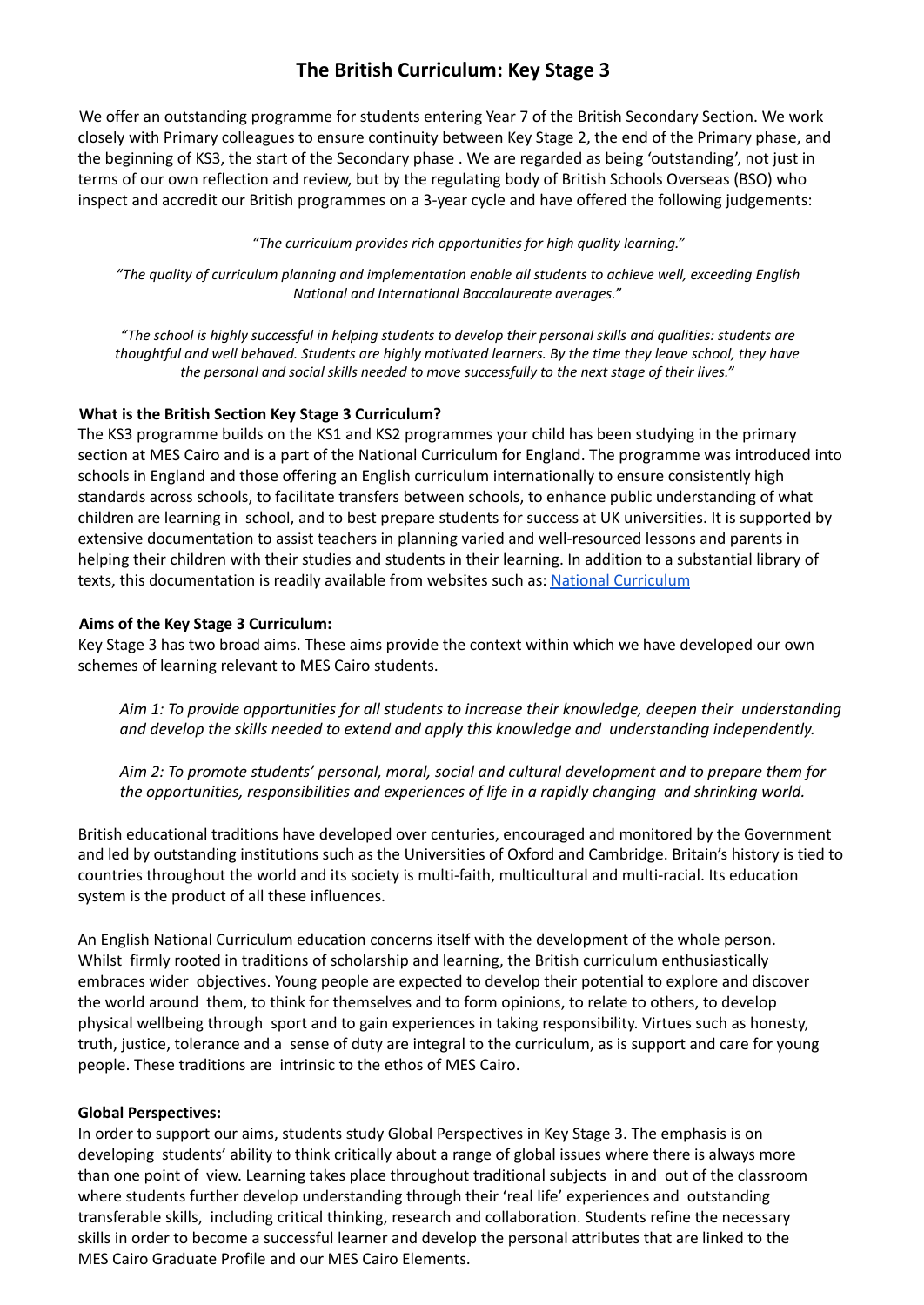# The British Curriculum: Key Stage 3

We offer an outstanding programme for students entering Year 7 of the British Secondary Section. We work closely with Primary colleagues to ensure continuity between Key Stage 2, the end of the Primary phase, and the beginning of KS3, the start of the Secondary phase . We are regarded as being 'outstanding', not just in terms of our own reflection and review, but by the regulating body of British Schools Overseas (BSO) who inspect and accredit our British programmes on a 3-year cycle and have offered the following judgements:

*"The curriculum provides rich opportunities for high quality learning."*

*"The quality of curriculum planning and implementation enable all students to achieve well, exceeding English National and International Baccalaureate averages."*

*"The school is highly successful in helping students to develop their personal skills and qualities: students are thoughtful and well behaved. Students are highly motivated learners. By the time they leave school, they have the personal and social skills needed to move successfully to the next stage of their lives."*

**What is the British Section Key Stage 3 Curriculum?**

The KS3 programme builds on the KS1 and KS2 programmes your child has been studying in the primary section at MES Cairo and is a part of the National Curriculum for England. The programme was introduced into schools in England and those offering an English curriculum internationally to ensure consistently high standards across schools, to facilitate transfers between schools, to enhance public understanding of what children are learning in school, and to best prepare students for success at UK universities. It is supported by extensive documentation to assist teachers in planning varied and well-resourced lessons and parents in helping their children with their studies and students in their learning. In addition to a substantial library of texts, this documentation is readily available from websites such as: National Curriculum

**Aims of the Key Stage 3 Curriculum:**

Key Stage 3 has two broad aims. These aims provide the context within which we have developed our own schemes of learning relevant to MES Cairo students.

*Aim 1: To provide opportunities for all students to increase their knowledge, deepen their understanding and develop the skills needed to extend and apply this knowledge and understanding independently.*

*Aim 2: To promote students' personal, moral, social and cultural development and to prepare them for the opportunities, responsibilities and experiences of life in a rapidly changing and shrinking world.*

British educational traditions have developed over centuries, encouraged and monitored by the Government and led by outstanding institutions such as the Universities of Oxford and Cambridge. Britain's history is tied to countries throughout the world and its society is multi-faith, multicultural and multi-racial. Its education system is the product of all these influences.

An English National Curriculum education concerns itself with the development of the whole person. Whilst firmly rooted in traditions of scholarship and learning, the British curriculum enthusiastically embraces wider objectives. Young people are expected to develop their potential to explore and discover the world around them, to think for themselves and to form opinions, to relate to others, to develop physical wellbeing through sport and to gain experiences in taking responsibility. Virtues such as honesty, truth, justice, tolerance and a sense of duty are integral to the curriculum, as is support and care for young people. These traditions are intrinsic to the ethos of MES Cairo.

**Global Perspectives:**

In order to support our aims, students study Global Perspectives in Key Stage 3. The emphasis is on developing students' ability to think critically about a range of global issues where there is always more than one point of view. Learning takes place throughout traditional subjects in and out of the classroom where students further develop understanding through their 'real life' experiences and outstanding transferable skills, including critical thinking, research and collaboration. Students refine the necessary skills in order to become a successful learner and develop the personal attributes that are linked to the MES Cairo Graduate Profile and our MES Cairo Elements.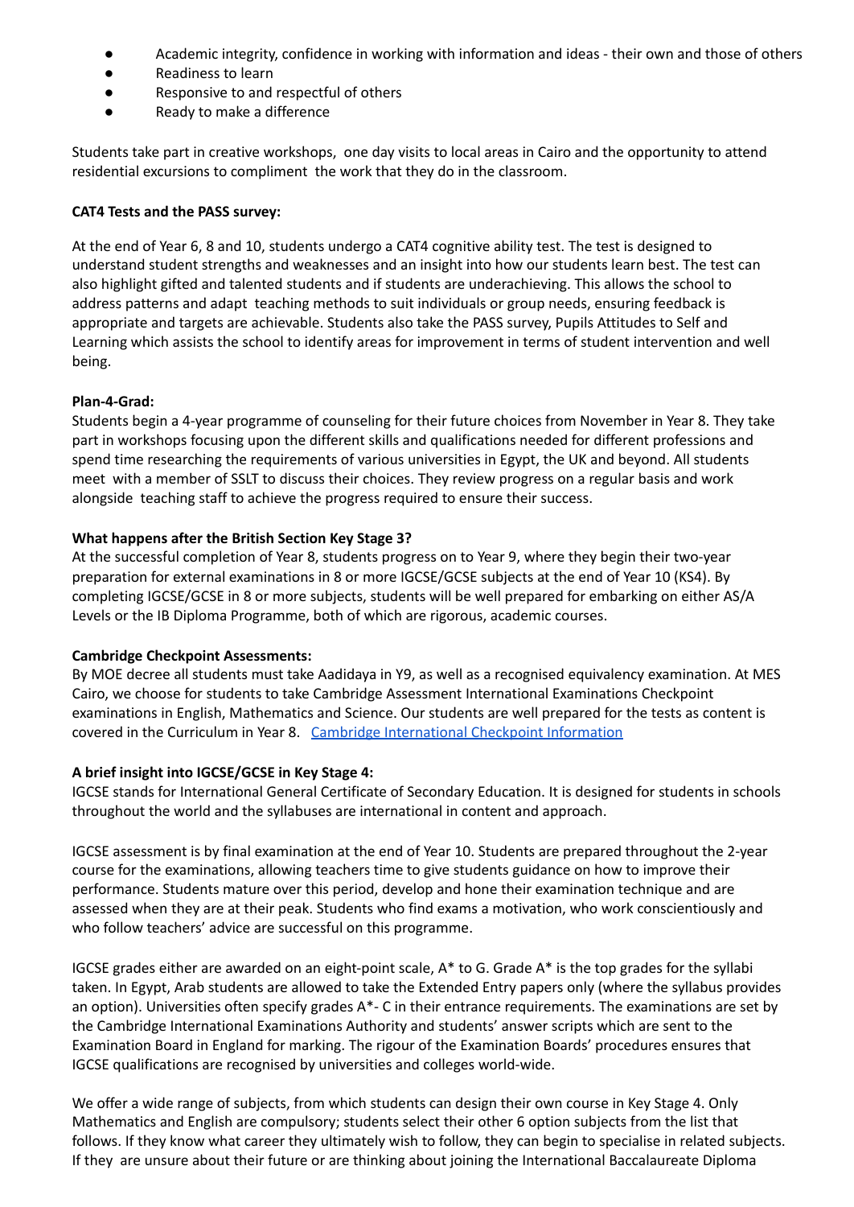- Academic integrity, confidence in working with information and ideas - their own and those of others
- Readiness to learn
- Responsive to and respectful of others
- Ready to make a difference

Students take part in creative workshops, one day visits to local areas in Cairo and the opportunity to attend residential excursions to compliment the work that they do in the classroom.

**CAT4 Tests and the PASS survey:**

At the end of Year 6, 8 and 10, students undergo a CAT4 cognitive ability test. The test is designed to understand student strengths and weaknesses and an insight into how our students learn best. The test can also highlight gifted and talented students and if students are underachieving. This allows the school to address patterns and adapt teaching methods to suit individuals or group needs, ensuring feedback is appropriate and targets are achievable. Students also take the PASS survey, Pupils Attitudes to Self and Learning which assists the school to identify areas for improvement in terms of student intervention and well being.

**Plan-4-Grad:**

Students begin a 4-year programme of counseling for their future choices from November in Year 8. They take part in workshops focusing upon the different skills and qualifications needed for different professions and spend time researching the requirements of various universities in Egypt, the UK and beyond. All students meet with a member of SSLT to discuss their choices. They review progress on a regular basis and work alongside teaching staff to achieve the progress required to ensure their success.

**What happens after the British Section Key Stage 3?**

At the successful completion of Year 8, students progress on to Year 9, where they begin their two-year preparation for external examinations in 8 or more IGCSE/GCSE subjects at the end of Year 10 (KS4). By completing IGCSE/GCSE in 8 or more subjects, students will be well prepared for embarking on either AS/A Levels or the IB Diploma Programme, both of which are rigorous, academic courses.

**Cambridge Checkpoint Assessments:**

By MOE decree all students must take Aadidaya in Y9, as well as a recognised equivalency examination. At MES Cairo, we choose for students to take Cambridge Assessment International Examinations Checkpoint examinations in English, Mathematics and Science. Our students are well prepared for the tests as content is covered in the Curriculum in Year 8. [Cambridge International Checkpoint Information]

**A brief insight into IGCSE/GCSE in Key Stage 4:**

IGCSE stands for International General Certificate of Secondary Education. It is designed for students in schools throughout the world and the syllabuses are international in content and approach.

IGCSE assessment is by final examination at the end of Year 10. Students are prepared throughout the 2-year course for the examinations, allowing teachers time to give students guidance on how to improve their performance. Students mature over this period, develop and hone their examination technique and are assessed when they are at their peak. Students who find exams a motivation, who work conscientiously and who follow teachers' advice are successful on this programme.

IGCSE grades either are awarded on an eight-point scale, A* to G. Grade A* is the top grades for the syllabi taken. In Egypt, Arab students are allowed to take the Extended Entry papers only (where the syllabus provides an option). Universities often specify grades A*- C in their entrance requirements. The examinations are set by the Cambridge International Examinations Authority and students' answer scripts which are sent to the Examination Board in England for marking. The rigour of the Examination Boards' procedures ensures that IGCSE qualifications are recognised by universities and colleges world-wide.

We offer a wide range of subjects, from which students can design their own course in Key Stage 4. Only Mathematics and English are compulsory; students select their other 6 option subjects from the list that follows. If they know what career they ultimately wish to follow, they can begin to specialise in related subjects. If they are unsure about their future or are thinking about joining the International Baccalaureate Diploma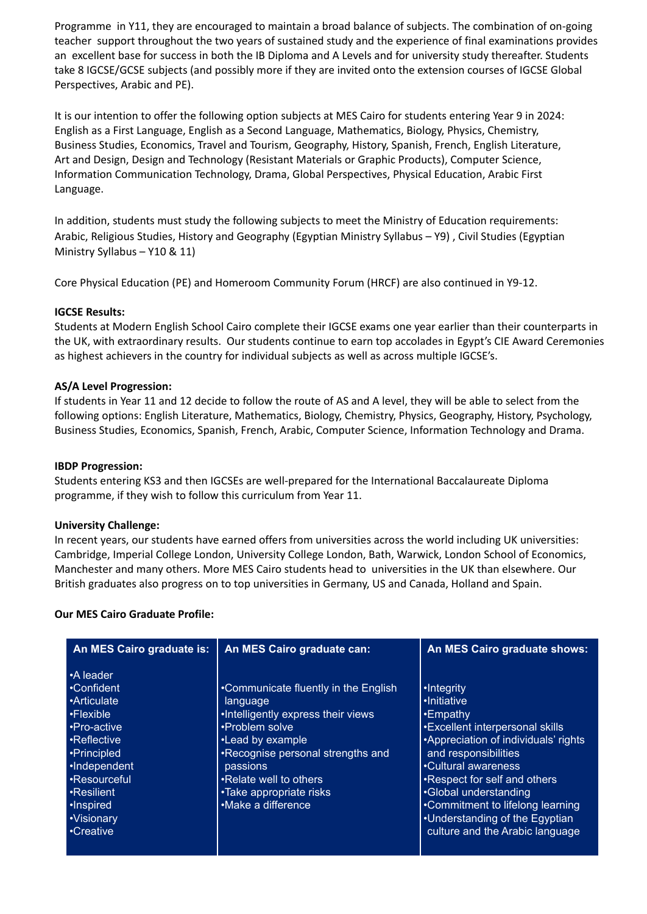Programme in Y11, they are encouraged to maintain a broad balance of subjects. The combination of on-going teacher support throughout the two years of sustained study and the experience of final examinations provides an excellent base for success in both the IB Diploma and A Levels and for university study thereafter. Students take 8 IGCSE/GCSE subjects (and possibly more if they are invited onto the extension courses of IGCSE Global Perspectives, Arabic and PE).

It is our intention to offer the following option subjects at MES Cairo for students entering Year 9 in 2024: English as a First Language, English as a Second Language, Mathematics, Biology, Physics, Chemistry, Business Studies, Economics, Travel and Tourism, Geography, History, Spanish, French, English Literature, Art and Design, Design and Technology (Resistant Materials or Graphic Products), Computer Science, Information Communication Technology, Drama, Global Perspectives, Physical Education, Arabic First Language.

In addition, students must study the following subjects to meet the Ministry of Education requirements: Arabic, Religious Studies, History and Geography (Egyptian Ministry Syllabus – Y9) , Civil Studies (Egyptian Ministry Syllabus – Y10 & 11)

Core Physical Education (PE) and Homeroom Community Forum (HRCF) are also continued in Y9-12.

**IGCSE Results:**

Students at Modern English School Cairo complete their IGCSE exams one year earlier than their counterparts in the UK, with extraordinary results. Our students continue to earn top accolades in Egypt's CIE Award Ceremonies as highest achievers in the country for individual subjects as well as across multiple IGCSE's.

**AS/A Level Progression:**

If students in Year 11 and 12 decide to follow the route of AS and A level, they will be able to select from the following options: English Literature, Mathematics, Biology, Chemistry, Physics, Geography, History, Psychology, Business Studies, Economics, Spanish, French, Arabic, Computer Science, Information Technology and Drama.

**IBDP Progression:**

Students entering KS3 and then IGCSEs are well-prepared for the International Baccalaureate Diploma programme, if they wish to follow this curriculum from Year 11.

**University Challenge:**

In recent years, our students have earned offers from universities across the world including UK universities: Cambridge, Imperial College London, University College London, Bath, Warwick, London School of Economics, Manchester and many others. More MES Cairo students head to universities in the UK than elsewhere. Our British graduates also progress on to top universities in Germany, US and Canada, Holland and Spain.

**Our MES Cairo Graduate Profile:**

| An MES Cairo graduate is: | An MES Cairo graduate can: | An MES Cairo graduate shows: |
|---|---|---|
| •A leader<br>•Confident<br>•Articulate<br>•Flexible<br>•Pro-active<br>•Reflective<br>•Principled<br>•Independent<br>•Resourceful<br>•Resilient<br>•Inspired<br>•Visionary<br>•Creative | •Communicate fluently in the English language<br>•Intelligently express their views<br>•Problem solve<br>•Lead by example<br>•Recognise personal strengths and passions<br>•Relate well to others<br>•Take appropriate risks<br>•Make a difference | •Integrity<br>•Initiative<br>•Empathy<br>•Excellent interpersonal skills<br>•Appreciation of individuals' rights and responsibilities<br>•Cultural awareness<br>•Respect for self and others<br>•Global understanding<br>•Commitment to lifelong learning<br>•Understanding of the Egyptian culture and the Arabic language |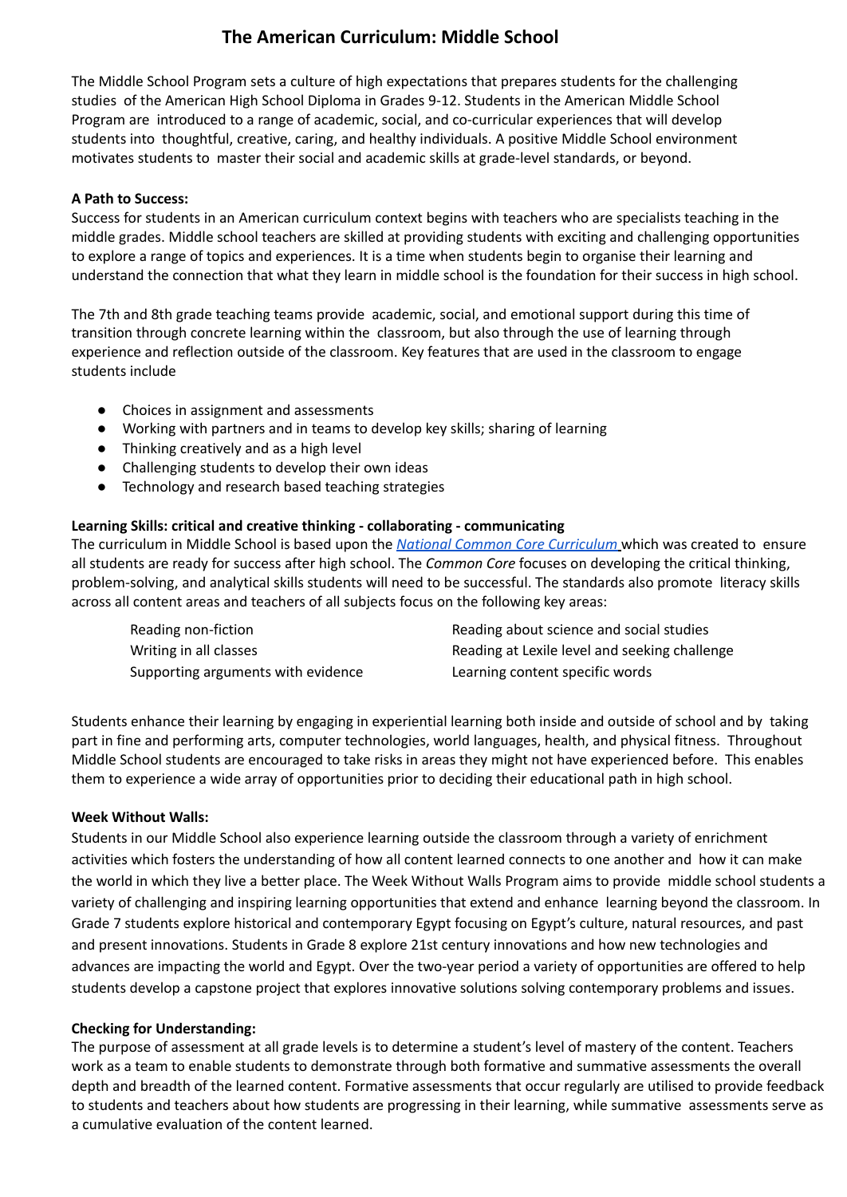# The American Curriculum: Middle School

The Middle School Program sets a culture of high expectations that prepares students for the challenging studies of the American High School Diploma in Grades 9-12. Students in the American Middle School Program are introduced to a range of academic, social, and co-curricular experiences that will develop students into thoughtful, creative, caring, and healthy individuals. A positive Middle School environment motivates students to master their social and academic skills at grade-level standards, or beyond.

**A Path to Success:**

Success for students in an American curriculum context begins with teachers who are specialists teaching in the middle grades. Middle school teachers are skilled at providing students with exciting and challenging opportunities to explore a range of topics and experiences. It is a time when students begin to organise their learning and understand the connection that what they learn in middle school is the foundation for their success in high school.

The 7th and 8th grade teaching teams provide academic, social, and emotional support during this time of transition through concrete learning within the classroom, but also through the use of learning through experience and reflection outside of the classroom. Key features that are used in the classroom to engage students include

- Choices in assignment and assessments
- Working with partners and in teams to develop key skills; sharing of learning
- Thinking creatively and as a high level
- Challenging students to develop their own ideas
- Technology and research based teaching strategies

**Learning Skills: critical and creative thinking - collaborating - communicating**

The curriculum in Middle School is based upon the *National Common Core Curriculum* which was created to ensure all students are ready for success after high school. The *Common Core* focuses on developing the critical thinking, problem-solving, and analytical skills students will need to be successful. The standards also promote literacy skills across all content areas and teachers of all subjects focus on the following key areas:

- Reading non-fiction
- Writing in all classes
- Supporting arguments with evidence
- Reading about science and social studies
- Reading at Lexile level and seeking challenge
- Learning content specific words

Students enhance their learning by engaging in experiential learning both inside and outside of school and by taking part in fine and performing arts, computer technologies, world languages, health, and physical fitness. Throughout Middle School students are encouraged to take risks in areas they might not have experienced before. This enables them to experience a wide array of opportunities prior to deciding their educational path in high school.

**Week Without Walls:**

Students in our Middle School also experience learning outside the classroom through a variety of enrichment activities which fosters the understanding of how all content learned connects to one another and how it can make the world in which they live a better place. The Week Without Walls Program aims to provide middle school students a variety of challenging and inspiring learning opportunities that extend and enhance learning beyond the classroom. In Grade 7 students explore historical and contemporary Egypt focusing on Egypt's culture, natural resources, and past and present innovations. Students in Grade 8 explore 21st century innovations and how new technologies and advances are impacting the world and Egypt. Over the two-year period a variety of opportunities are offered to help students develop a capstone project that explores innovative solutions solving contemporary problems and issues.

**Checking for Understanding:**

The purpose of assessment at all grade levels is to determine a student's level of mastery of the content. Teachers work as a team to enable students to demonstrate through both formative and summative assessments the overall depth and breadth of the learned content. Formative assessments that occur regularly are utilised to provide feedback to students and teachers about how students are progressing in their learning, while summative assessments serve as a cumulative evaluation of the content learned.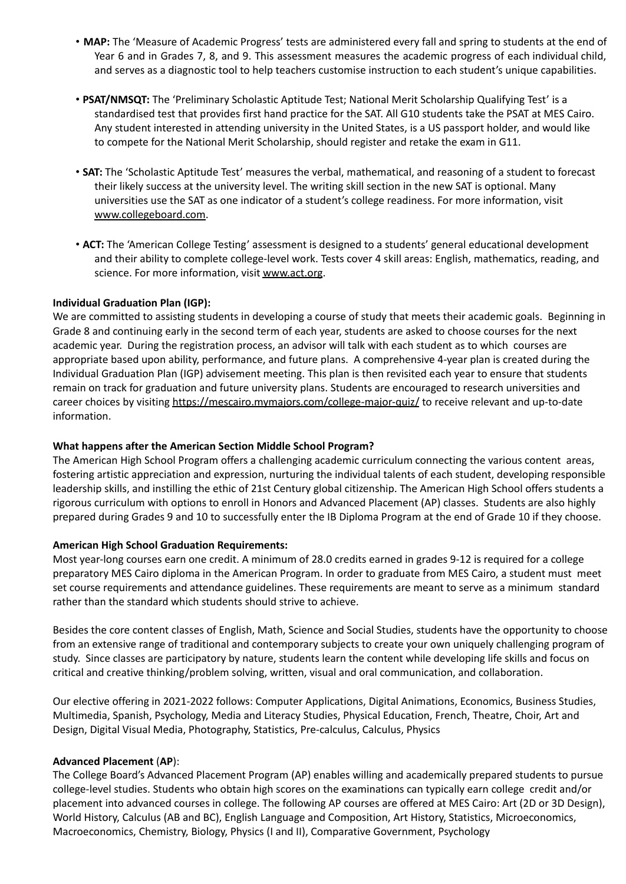- **MAP:** The 'Measure of Academic Progress' tests are administered every fall and spring to students at the end of Year 6 and in Grades 7, 8, and 9. This assessment measures the academic progress of each individual child, and serves as a diagnostic tool to help teachers customise instruction to each student's unique capabilities.

- **PSAT/NMSQT:** The 'Preliminary Scholastic Aptitude Test; National Merit Scholarship Qualifying Test' is a standardised test that provides first hand practice for the SAT. All G10 students take the PSAT at MES Cairo. Any student interested in attending university in the United States, is a US passport holder, and would like to compete for the National Merit Scholarship, should register and retake the exam in G11.

- **SAT:** The 'Scholastic Aptitude Test' measures the verbal, mathematical, and reasoning of a student to forecast their likely success at the university level. The writing skill section in the new SAT is optional. Many universities use the SAT as one indicator of a student's college readiness. For more information, visit www.collegeboard.com.

- **ACT:** The 'American College Testing' assessment is designed to a students' general educational development and their ability to complete college-level work. Tests cover 4 skill areas: English, mathematics, reading, and science. For more information, visit www.act.org.

**Individual Graduation Plan (IGP):**

We are committed to assisting students in developing a course of study that meets their academic goals. Beginning in Grade 8 and continuing early in the second term of each year, students are asked to choose courses for the next academic year. During the registration process, an advisor will talk with each student as to which courses are appropriate based upon ability, performance, and future plans. A comprehensive 4-year plan is created during the Individual Graduation Plan (IGP) advisement meeting. This plan is then revisited each year to ensure that students remain on track for graduation and future university plans. Students are encouraged to research universities and career choices by visiting https://mescairo.mymajors.com/college-major-quiz/ to receive relevant and up-to-date information.

**What happens after the American Section Middle School Program?**

The American High School Program offers a challenging academic curriculum connecting the various content areas, fostering artistic appreciation and expression, nurturing the individual talents of each student, developing responsible leadership skills, and instilling the ethic of 21st Century global citizenship. The American High School offers students a rigorous curriculum with options to enroll in Honors and Advanced Placement (AP) classes. Students are also highly prepared during Grades 9 and 10 to successfully enter the IB Diploma Program at the end of Grade 10 if they choose.

**American High School Graduation Requirements:**

Most year-long courses earn one credit. A minimum of 28.0 credits earned in grades 9-12 is required for a college preparatory MES Cairo diploma in the American Program. In order to graduate from MES Cairo, a student must meet set course requirements and attendance guidelines. These requirements are meant to serve as a minimum standard rather than the standard which students should strive to achieve.

Besides the core content classes of English, Math, Science and Social Studies, students have the opportunity to choose from an extensive range of traditional and contemporary subjects to create your own uniquely challenging program of study. Since classes are participatory by nature, students learn the content while developing life skills and focus on critical and creative thinking/problem solving, written, visual and oral communication, and collaboration.

Our elective offering in 2021-2022 follows: Computer Applications, Digital Animations, Economics, Business Studies, Multimedia, Spanish, Psychology, Media and Literacy Studies, Physical Education, French, Theatre, Choir, Art and Design, Digital Visual Media, Photography, Statistics, Pre-calculus, Calculus, Physics

**Advanced Placement (AP):**

The College Board's Advanced Placement Program (AP) enables willing and academically prepared students to pursue college-level studies. Students who obtain high scores on the examinations can typically earn college credit and/or placement into advanced courses in college. The following AP courses are offered at MES Cairo: Art (2D or 3D Design), World History, Calculus (AB and BC), English Language and Composition, Art History, Statistics, Microeconomics, Macroeconomics, Chemistry, Biology, Physics (I and II), Comparative Government, Psychology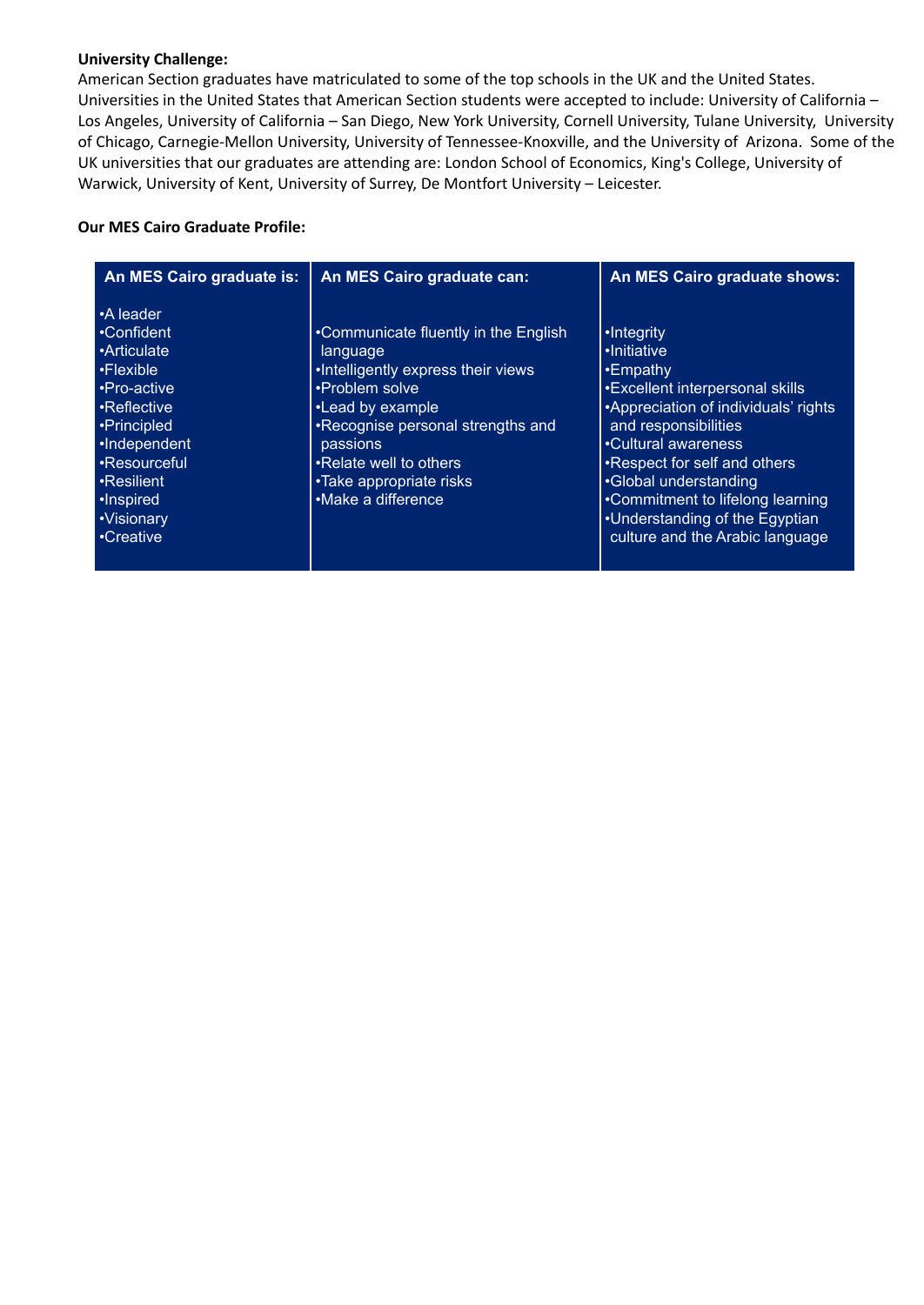**University Challenge:**

American Section graduates have matriculated to some of the top schools in the UK and the United States. Universities in the United States that American Section students were accepted to include: University of California – Los Angeles, University of California – San Diego, New York University, Cornell University, Tulane University, University of Chicago, Carnegie-Mellon University, University of Tennessee-Knoxville, and the University of Arizona. Some of the UK universities that our graduates are attending are: London School of Economics, King's College, University of Warwick, University of Kent, University of Surrey, De Montfort University – Leicester.

**Our MES Cairo Graduate Profile:**

| An MES Cairo graduate is: | An MES Cairo graduate can: | An MES Cairo graduate shows: |
|---|---|---|
| •A leader<br>•Confident<br>•Articulate<br>•Flexible<br>•Pro-active<br>•Reflective<br>•Principled<br>•Independent<br>•Resourceful<br>•Resilient<br>•Inspired<br>•Visionary<br>•Creative | •Communicate fluently in the English language<br>•Intelligently express their views<br>•Problem solve<br>•Lead by example<br>•Recognise personal strengths and passions<br>•Relate well to others<br>•Take appropriate risks<br>•Make a difference | •Integrity<br>•Initiative<br>•Empathy<br>•Excellent interpersonal skills<br>•Appreciation of individuals' rights and responsibilities<br>•Cultural awareness<br>•Respect for self and others<br>•Global understanding<br>•Commitment to lifelong learning<br>•Understanding of the Egyptian culture and the Arabic language |